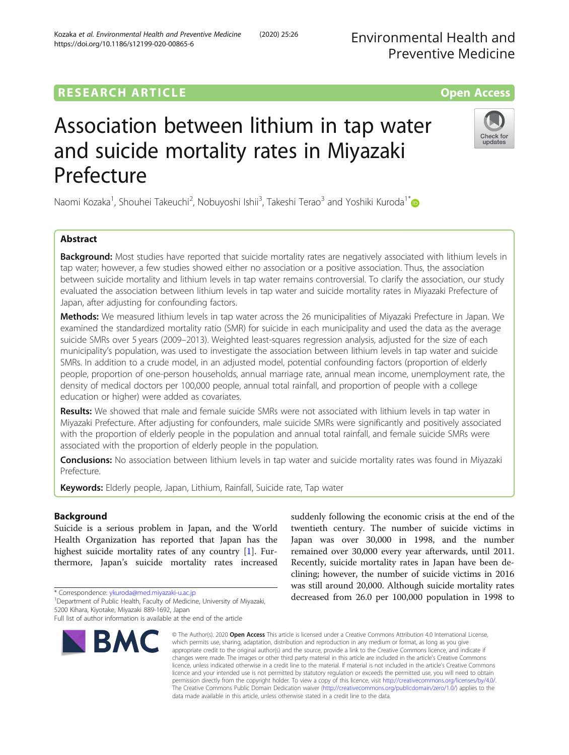RESEARCH ARTICLE

Open Access

# Association between lithium in tap water and suicide mortality rates in Miyazaki Prefecture

Naomi Kozaka[1], Shouhei Takeuchi[2], Nobuyoshi Ishii[3], Takeshi Terao[3] and Yoshiki Kuroda[1*]

## Abstract

**Background:** Most studies have reported that suicide mortality rates are negatively associated with lithium levels in tap water; however, a few studies showed either no association or a positive association. Thus, the association between suicide mortality and lithium levels in tap water remains controversial. To clarify the association, our study evaluated the association between lithium levels in tap water and suicide mortality rates in Miyazaki Prefecture of Japan, after adjusting for confounding factors.

**Methods:** We measured lithium levels in tap water across the 26 municipalities of Miyazaki Prefecture in Japan. We examined the standardized mortality ratio (SMR) for suicide in each municipality and used the data as the average suicide SMRs over 5 years (2009–2013). Weighted least-squares regression analysis, adjusted for the size of each municipality's population, was used to investigate the association between lithium levels in tap water and suicide SMRs. In addition to a crude model, in an adjusted model, potential confounding factors (proportion of elderly people, proportion of one-person households, annual marriage rate, annual mean income, unemployment rate, the density of medical doctors per 100,000 people, annual total rainfall, and proportion of people with a college education or higher) were added as covariates.

**Results:** We showed that male and female suicide SMRs were not associated with lithium levels in tap water in Miyazaki Prefecture. After adjusting for confounders, male suicide SMRs were significantly and positively associated with the proportion of elderly people in the population and annual total rainfall, and female suicide SMRs were associated with the proportion of elderly people in the population.

**Conclusions:** No association between lithium levels in tap water and suicide mortality rates was found in Miyazaki Prefecture.

**Keywords:** Elderly people, Japan, Lithium, Rainfall, Suicide rate, Tap water

## Background

Suicide is a serious problem in Japan, and the World Health Organization has reported that Japan has the highest suicide mortality rates of any country [1]. Furthermore, Japan's suicide mortality rates increased suddenly following the economic crisis at the end of the twentieth century. The number of suicide victims in Japan was over 30,000 in 1998, and the number remained over 30,000 every year afterwards, until 2011. Recently, suicide mortality rates in Japan have been declining; however, the number of suicide victims in 2016 was still around 20,000. Although suicide mortality rates decreased from 26.0 per 100,000 population in 1998 to

\* Correspondence: ykuroda@med.miyazaki-u.ac.jp
[1]Department of Public Health, Faculty of Medicine, University of Miyazaki, 5200 Kihara, Kiyotake, Miyazaki 889-1692, Japan
Full list of author information is available at the end of the article

© The Author(s). 2020 **Open Access** This article is licensed under a Creative Commons Attribution 4.0 International License, which permits use, sharing, adaptation, distribution and reproduction in any medium or format, as long as you give appropriate credit to the original author(s) and the source, provide a link to the Creative Commons licence, and indicate if changes were made. The images or other third party material in this article are included in the article's Creative Commons licence, unless indicated otherwise in a credit line to the material. If material is not included in the article's Creative Commons licence and your intended use is not permitted by statutory regulation or exceeds the permitted use, you will need to obtain permission directly from the copyright holder. To view a copy of this licence, visit http://creativecommons.org/licenses/by/4.0/. The Creative Commons Public Domain Dedication waiver (http://creativecommons.org/publicdomain/zero/1.0/) applies to the data made available in this article, unless otherwise stated in a credit line to the data.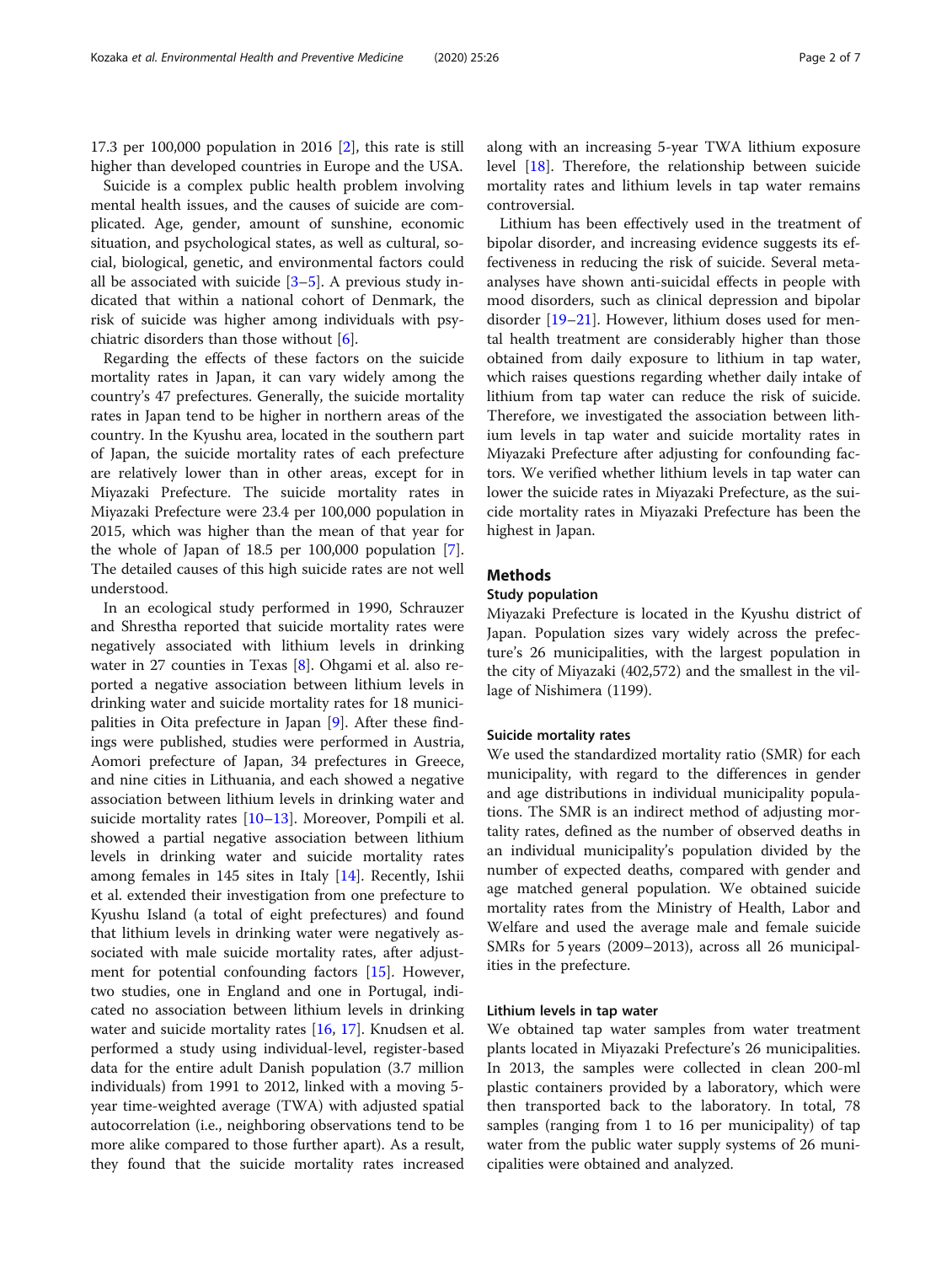17.3 per 100,000 population in 2016 [2], this rate is still higher than developed countries in Europe and the USA.

Suicide is a complex public health problem involving mental health issues, and the causes of suicide are complicated. Age, gender, amount of sunshine, economic situation, and psychological states, as well as cultural, social, biological, genetic, and environmental factors could all be associated with suicide [3–5]. A previous study indicated that within a national cohort of Denmark, the risk of suicide was higher among individuals with psychiatric disorders than those without [6].

Regarding the effects of these factors on the suicide mortality rates in Japan, it can vary widely among the country's 47 prefectures. Generally, the suicide mortality rates in Japan tend to be higher in northern areas of the country. In the Kyushu area, located in the southern part of Japan, the suicide mortality rates of each prefecture are relatively lower than in other areas, except for in Miyazaki Prefecture. The suicide mortality rates in Miyazaki Prefecture were 23.4 per 100,000 population in 2015, which was higher than the mean of that year for the whole of Japan of 18.5 per 100,000 population [7]. The detailed causes of this high suicide rates are not well understood.

In an ecological study performed in 1990, Schrauzer and Shrestha reported that suicide mortality rates were negatively associated with lithium levels in drinking water in 27 counties in Texas [8]. Ohgami et al. also reported a negative association between lithium levels in drinking water and suicide mortality rates for 18 municipalities in Oita prefecture in Japan [9]. After these findings were published, studies were performed in Austria, Aomori prefecture of Japan, 34 prefectures in Greece, and nine cities in Lithuania, and each showed a negative association between lithium levels in drinking water and suicide mortality rates [10–13]. Moreover, Pompili et al. showed a partial negative association between lithium levels in drinking water and suicide mortality rates among females in 145 sites in Italy [14]. Recently, Ishii et al. extended their investigation from one prefecture to Kyushu Island (a total of eight prefectures) and found that lithium levels in drinking water were negatively associated with male suicide mortality rates, after adjustment for potential confounding factors [15]. However, two studies, one in England and one in Portugal, indicated no association between lithium levels in drinking water and suicide mortality rates [16, 17]. Knudsen et al. performed a study using individual-level, register-based data for the entire adult Danish population (3.7 million individuals) from 1991 to 2012, linked with a moving 5-year time-weighted average (TWA) with adjusted spatial autocorrelation (i.e., neighboring observations tend to be more alike compared to those further apart). As a result, they found that the suicide mortality rates increased along with an increasing 5-year TWA lithium exposure level [18]. Therefore, the relationship between suicide mortality rates and lithium levels in tap water remains controversial.

Lithium has been effectively used in the treatment of bipolar disorder, and increasing evidence suggests its effectiveness in reducing the risk of suicide. Several meta-analyses have shown anti-suicidal effects in people with mood disorders, such as clinical depression and bipolar disorder [19–21]. However, lithium doses used for mental health treatment are considerably higher than those obtained from daily exposure to lithium in tap water, which raises questions regarding whether daily intake of lithium from tap water can reduce the risk of suicide. Therefore, we investigated the association between lithium levels in tap water and suicide mortality rates in Miyazaki Prefecture after adjusting for confounding factors. We verified whether lithium levels in tap water can lower the suicide rates in Miyazaki Prefecture, as the suicide mortality rates in Miyazaki Prefecture has been the highest in Japan.

## Methods

### Study population

Miyazaki Prefecture is located in the Kyushu district of Japan. Population sizes vary widely across the prefecture's 26 municipalities, with the largest population in the city of Miyazaki (402,572) and the smallest in the village of Nishimera (1199).

### Suicide mortality rates

We used the standardized mortality ratio (SMR) for each municipality, with regard to the differences in gender and age distributions in individual municipality populations. The SMR is an indirect method of adjusting mortality rates, defined as the number of observed deaths in an individual municipality's population divided by the number of expected deaths, compared with gender and age matched general population. We obtained suicide mortality rates from the Ministry of Health, Labor and Welfare and used the average male and female suicide SMRs for 5 years (2009–2013), across all 26 municipalities in the prefecture.

### Lithium levels in tap water

We obtained tap water samples from water treatment plants located in Miyazaki Prefecture's 26 municipalities. In 2013, the samples were collected in clean 200-ml plastic containers provided by a laboratory, which were then transported back to the laboratory. In total, 78 samples (ranging from 1 to 16 per municipality) of tap water from the public water supply systems of 26 municipalities were obtained and analyzed.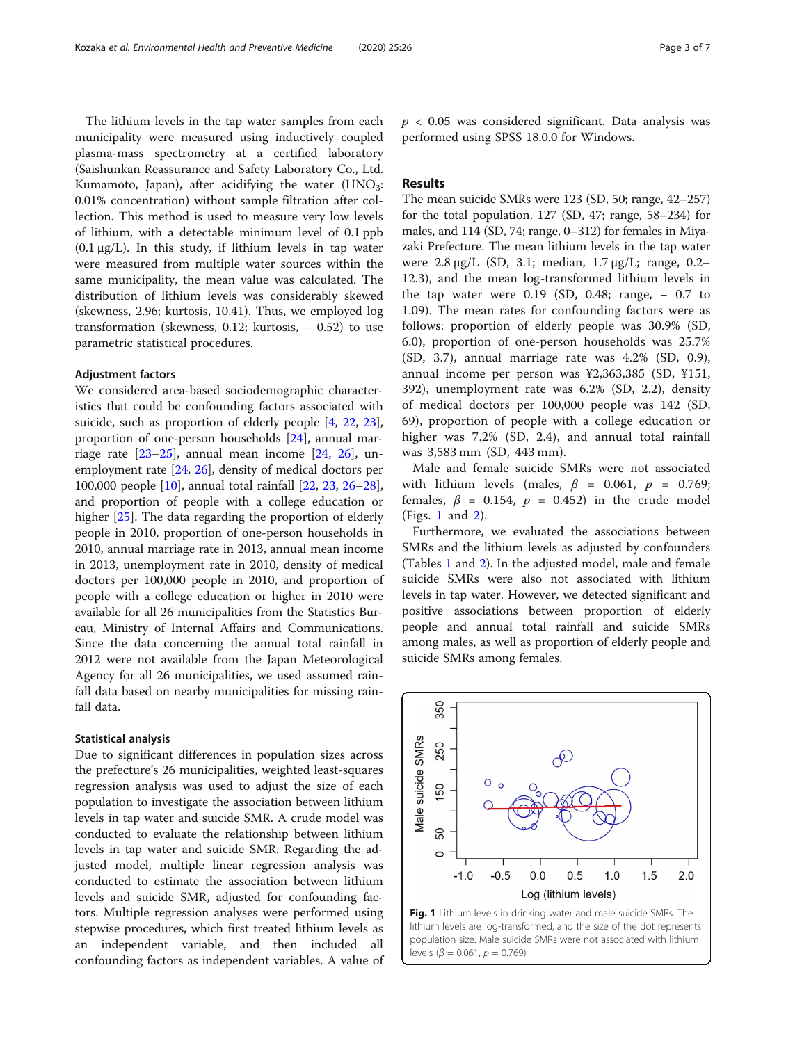The lithium levels in the tap water samples from each municipality were measured using inductively coupled plasma-mass spectrometry at a certified laboratory (Saishunkan Reassurance and Safety Laboratory Co., Ltd. Kumamoto, Japan), after acidifying the water ($HNO_3$: 0.01% concentration) without sample filtration after collection. This method is used to measure very low levels of lithium, with a detectable minimum level of 0.1 ppb (0.1 μg/L). In this study, if lithium levels in tap water were measured from multiple water sources within the same municipality, the mean value was calculated. The distribution of lithium levels was considerably skewed (skewness, 2.96; kurtosis, 10.41). Thus, we employed log transformation (skewness, 0.12; kurtosis, − 0.52) to use parametric statistical procedures.

### Adjustment factors

We considered area-based sociodemographic characteristics that could be confounding factors associated with suicide, such as proportion of elderly people [4, 22, 23], proportion of one-person households [24], annual marriage rate [23–25], annual mean income [24, 26], unemployment rate [24, 26], density of medical doctors per 100,000 people [10], annual total rainfall [22, 23, 26–28], and proportion of people with a college education or higher [25]. The data regarding the proportion of elderly people in 2010, proportion of one-person households in 2010, annual marriage rate in 2013, annual mean income in 2013, unemployment rate in 2010, density of medical doctors per 100,000 people in 2010, and proportion of people with a college education or higher in 2010 were available for all 26 municipalities from the Statistics Bureau, Ministry of Internal Affairs and Communications. Since the data concerning the annual total rainfall in 2012 were not available from the Japan Meteorological Agency for all 26 municipalities, we used assumed rainfall data based on nearby municipalities for missing rainfall data.

### Statistical analysis

Due to significant differences in population sizes across the prefecture's 26 municipalities, weighted least-squares regression analysis was used to adjust the size of each population to investigate the association between lithium levels in tap water and suicide SMR. A crude model was conducted to evaluate the relationship between lithium levels in tap water and suicide SMR. Regarding the adjusted model, multiple linear regression analysis was conducted to estimate the association between lithium levels and suicide SMR, adjusted for confounding factors. Multiple regression analyses were performed using stepwise procedures, which first treated lithium levels as an independent variable, and then included all confounding factors as independent variables. A value of $p < 0.05$ was considered significant. Data analysis was performed using SPSS 18.0.0 for Windows.

## Results

The mean suicide SMRs were 123 (SD, 50; range, 42–257) for the total population, 127 (SD, 47; range, 58–234) for males, and 114 (SD, 74; range, 0–312) for females in Miyazaki Prefecture. The mean lithium levels in the tap water were 2.8 μg/L (SD, 3.1; median, 1.7 μg/L; range, 0.2–12.3), and the mean log-transformed lithium levels in the tap water were 0.19 (SD, 0.48; range, − 0.7 to 1.09). The mean rates for confounding factors were as follows: proportion of elderly people was 30.9% (SD, 6.0), proportion of one-person households was 25.7% (SD, 3.7), annual marriage rate was 4.2% (SD, 0.9), annual income per person was ¥2,363,385 (SD, ¥151, 392), unemployment rate was 6.2% (SD, 2.2), density of medical doctors per 100,000 people was 142 (SD, 69), proportion of people with a college education or higher was 7.2% (SD, 2.4), and annual total rainfall was 3,583 mm (SD, 443 mm).

Male and female suicide SMRs were not associated with lithium levels (males, $\beta = 0.061$, $p = 0.769$; females, $\beta = 0.154$, $p = 0.452$) in the crude model (Figs. 1 and 2).

Furthermore, we evaluated the associations between SMRs and the lithium levels as adjusted by confounders (Tables 1 and 2). In the adjusted model, male and female suicide SMRs were also not associated with lithium levels in tap water. However, we detected significant and positive associations between proportion of elderly people and annual total rainfall and suicide SMRs among males, as well as proportion of elderly people and suicide SMRs among females.

**Fig. 1** Lithium levels in drinking water and male suicide SMRs. The lithium levels are log-transformed, and the size of the dot represents population size. Male suicide SMRs were not associated with lithium levels ($\beta = 0.061$, $p = 0.769$)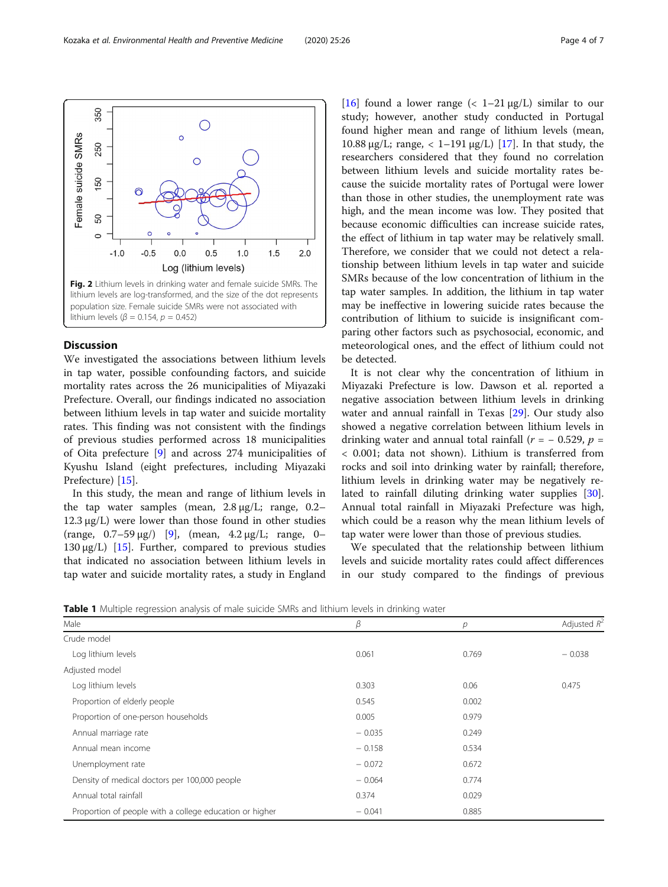**Fig. 2** Lithium levels in drinking water and female suicide SMRs. The lithium levels are log-transformed, and the size of the dot represents population size. Female suicide SMRs were not associated with lithium levels ($\beta$ = 0.154, $p$ = 0.452)

## Discussion

We investigated the associations between lithium levels in tap water, possible confounding factors, and suicide mortality rates across the 26 municipalities of Miyazaki Prefecture. Overall, our findings indicated no association between lithium levels in tap water and suicide mortality rates. This finding was not consistent with the findings of previous studies performed across 18 municipalities of Oita prefecture [9] and across 274 municipalities of Kyushu Island (eight prefectures, including Miyazaki Prefecture) [15].

In this study, the mean and range of lithium levels in the tap water samples (mean, 2.8 μg/L; range, 0.2–12.3 μg/L) were lower than those found in other studies (range, 0.7–59 μg/) [9], (mean, 4.2 μg/L; range, 0–130 μg/L) [15]. Further, compared to previous studies that indicated no association between lithium levels in tap water and suicide mortality rates, a study in England [16] found a lower range (< 1–21 μg/L) similar to our study; however, another study conducted in Portugal found higher mean and range of lithium levels (mean, 10.88 μg/L; range, < 1–191 μg/L) [17]. In that study, the researchers considered that they found no correlation between lithium levels and suicide mortality rates because the suicide mortality rates of Portugal were lower than those in other studies, the unemployment rate was high, and the mean income was low. They posited that because economic difficulties can increase suicide rates, the effect of lithium in tap water may be relatively small. Therefore, we consider that we could not detect a relationship between lithium levels in tap water and suicide SMRs because of the low concentration of lithium in the tap water samples. In addition, the lithium in tap water may be ineffective in lowering suicide rates because the contribution of lithium to suicide is insignificant comparing other factors such as psychosocial, economic, and meteorological ones, and the effect of lithium could not be detected.

It is not clear why the concentration of lithium in Miyazaki Prefecture is low. Dawson et al. reported a negative association between lithium levels in drinking water and annual rainfall in Texas [29]. Our study also showed a negative correlation between lithium levels in drinking water and annual total rainfall ($r = -0.529$, $p = < 0.001$; data not shown). Lithium is transferred from rocks and soil into drinking water by rainfall; therefore, lithium levels in drinking water may be negatively related to rainfall diluting drinking water supplies [30]. Annual total rainfall in Miyazaki Prefecture was high, which could be a reason why the mean lithium levels of tap water were lower than those of previous studies.

We speculated that the relationship between lithium levels and suicide mortality rates could affect differences in our study compared to the findings of previous

**Table 1** Multiple regression analysis of male suicide SMRs and lithium levels in drinking water

| Male | $\beta$ | $p$ | Adjusted $R^2$ |
|---|---|---|---|
| Crude model | | | |
| Log lithium levels | 0.061 | 0.769 | −0.038 |
| Adjusted model | | | |
| Log lithium levels | 0.303 | 0.06 | 0.475 |
| Proportion of elderly people | 0.545 | 0.002 | |
| Proportion of one-person households | 0.005 | 0.979 | |
| Annual marriage rate | −0.035 | 0.249 | |
| Annual mean income | −0.158 | 0.534 | |
| Unemployment rate | −0.072 | 0.672 | |
| Density of medical doctors per 100,000 people | −0.064 | 0.774 | |
| Annual total rainfall | 0.374 | 0.029 | |
| Proportion of people with a college education or higher | −0.041 | 0.885 | |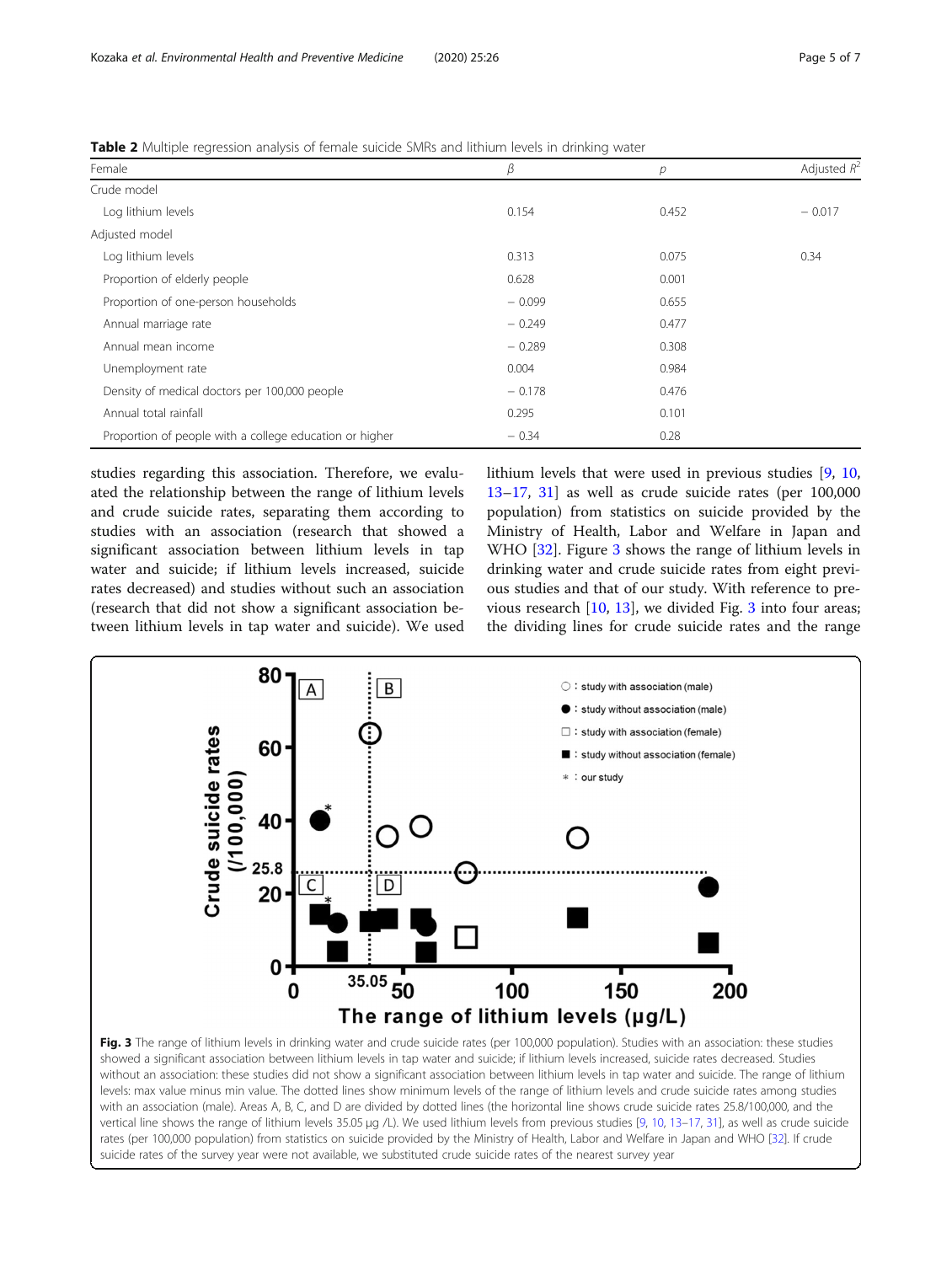**Table 2** Multiple regression analysis of female suicide SMRs and lithium levels in drinking water

| Female | β | p | Adjusted $R^2$ |
|---|---|---|---|
| Crude model | | | |
| Log lithium levels | 0.154 | 0.452 | − 0.017 |
| Adjusted model | | | |
| Log lithium levels | 0.313 | 0.075 | 0.34 |
| Proportion of elderly people | 0.628 | 0.001 | |
| Proportion of one-person households | − 0.099 | 0.655 | |
| Annual marriage rate | − 0.249 | 0.477 | |
| Annual mean income | − 0.289 | 0.308 | |
| Unemployment rate | 0.004 | 0.984 | |
| Density of medical doctors per 100,000 people | − 0.178 | 0.476 | |
| Annual total rainfall | 0.295 | 0.101 | |
| Proportion of people with a college education or higher | − 0.34 | 0.28 | |

studies regarding this association. Therefore, we evaluated the relationship between the range of lithium levels and crude suicide rates, separating them according to studies with an association (research that showed a significant association between lithium levels in tap water and suicide; if lithium levels increased, suicide rates decreased) and studies without such an association (research that did not show a significant association between lithium levels in tap water and suicide). We used lithium levels that were used in previous studies [9, 10, 13–17, 31] as well as crude suicide rates (per 100,000 population) from statistics on suicide provided by the Ministry of Health, Labor and Welfare in Japan and WHO [32]. Figure 3 shows the range of lithium levels in drinking water and crude suicide rates from eight previous studies and that of our study. With reference to previous research [10, 13], we divided Fig. 3 into four areas; the dividing lines for crude suicide rates and the range

**Fig. 3** The range of lithium levels in drinking water and crude suicide rates (per 100,000 population). Studies with an association: these studies showed a significant association between lithium levels in tap water and suicide; if lithium levels increased, suicide rates decreased. Studies without an association: these studies did not show a significant association between lithium levels in tap water and suicide. The range of lithium levels: max value minus min value. The dotted lines show minimum levels of the range of lithium levels and crude suicide rates among studies with an association (male). Areas A, B, C, and D are divided by dotted lines (the horizontal line shows crude suicide rates 25.8/100,000, and the vertical line shows the range of lithium levels 35.05 μg /L). We used lithium levels from previous studies [9, 10, 13–17, 31], as well as crude suicide rates (per 100,000 population) from statistics on suicide provided by the Ministry of Health, Labor and Welfare in Japan and WHO [32]. If crude suicide rates of the survey year were not available, we substituted crude suicide rates of the nearest survey year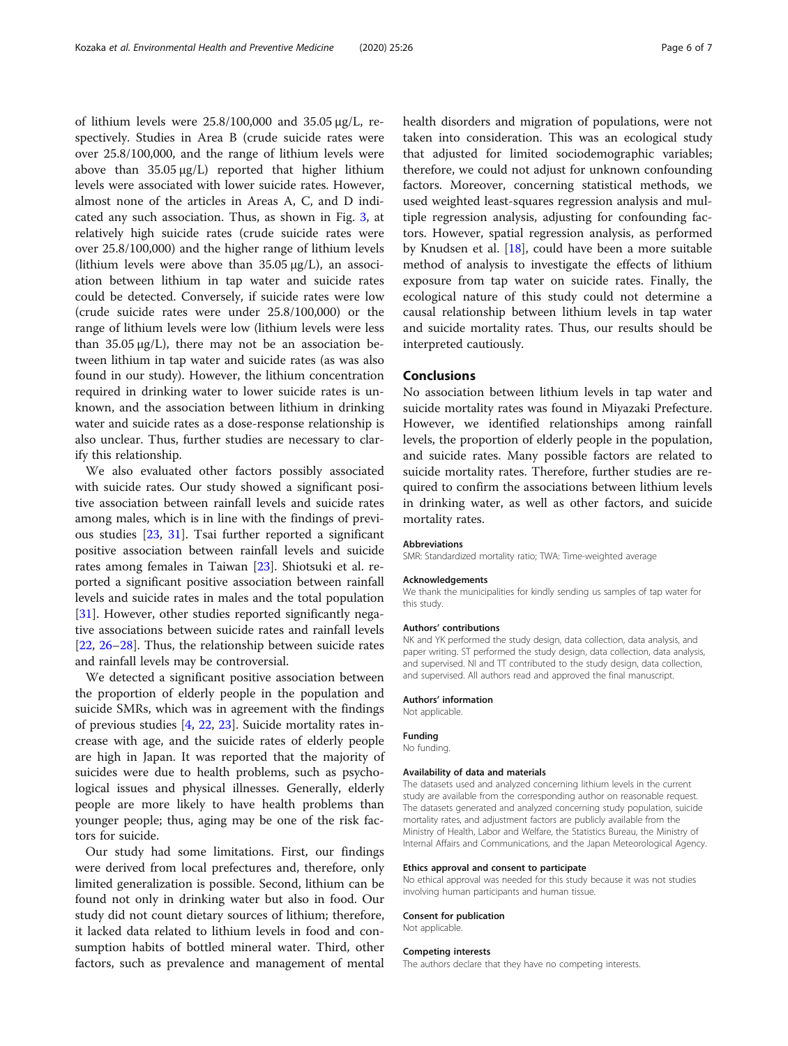of lithium levels were 25.8/100,000 and 35.05 μg/L, respectively. Studies in Area B (crude suicide rates were over 25.8/100,000, and the range of lithium levels were above than 35.05 μg/L) reported that higher lithium levels were associated with lower suicide rates. However, almost none of the articles in Areas A, C, and D indicated any such association. Thus, as shown in Fig. 3, at relatively high suicide rates (crude suicide rates were over 25.8/100,000) and the higher range of lithium levels (lithium levels were above than 35.05 μg/L), an association between lithium in tap water and suicide rates could be detected. Conversely, if suicide rates were low (crude suicide rates were under 25.8/100,000) or the range of lithium levels were low (lithium levels were less than 35.05 μg/L), there may not be an association between lithium in tap water and suicide rates (as was also found in our study). However, the lithium concentration required in drinking water to lower suicide rates is unknown, and the association between lithium in drinking water and suicide rates as a dose-response relationship is also unclear. Thus, further studies are necessary to clarify this relationship.

We also evaluated other factors possibly associated with suicide rates. Our study showed a significant positive association between rainfall levels and suicide rates among males, which is in line with the findings of previous studies [23, 31]. Tsai further reported a significant positive association between rainfall levels and suicide rates among females in Taiwan [23]. Shiotsuki et al. reported a significant positive association between rainfall levels and suicide rates in males and the total population [31]. However, other studies reported significantly negative associations between suicide rates and rainfall levels [22, 26–28]. Thus, the relationship between suicide rates and rainfall levels may be controversial.

We detected a significant positive association between the proportion of elderly people in the population and suicide SMRs, which was in agreement with the findings of previous studies [4, 22, 23]. Suicide mortality rates increase with age, and the suicide rates of elderly people are high in Japan. It was reported that the majority of suicides were due to health problems, such as psychological issues and physical illnesses. Generally, elderly people are more likely to have health problems than younger people; thus, aging may be one of the risk factors for suicide.

Our study had some limitations. First, our findings were derived from local prefectures and, therefore, only limited generalization is possible. Second, lithium can be found not only in drinking water but also in food. Our study did not count dietary sources of lithium; therefore, it lacked data related to lithium levels in food and consumption habits of bottled mineral water. Third, other factors, such as prevalence and management of mental health disorders and migration of populations, were not taken into consideration. This was an ecological study that adjusted for limited sociodemographic variables; therefore, we could not adjust for unknown confounding factors. Moreover, concerning statistical methods, we used weighted least-squares regression analysis and multiple regression analysis, adjusting for confounding factors. However, spatial regression analysis, as performed by Knudsen et al. [18], could have been a more suitable method of analysis to investigate the effects of lithium exposure from tap water on suicide rates. Finally, the ecological nature of this study could not determine a causal relationship between lithium levels in tap water and suicide mortality rates. Thus, our results should be interpreted cautiously.

## Conclusions

No association between lithium levels in tap water and suicide mortality rates was found in Miyazaki Prefecture. However, we identified relationships among rainfall levels, the proportion of elderly people in the population, and suicide rates. Many possible factors are related to suicide mortality rates. Therefore, further studies are required to confirm the associations between lithium levels in drinking water, as well as other factors, and suicide mortality rates.

#### Abbreviations

SMR: Standardized mortality ratio; TWA: Time-weighted average

#### Acknowledgements

We thank the municipalities for kindly sending us samples of tap water for this study.

#### Authors' contributions

NK and YK performed the study design, data collection, data analysis, and paper writing. ST performed the study design, data collection, data analysis, and supervised. NI and TT contributed to the study design, data collection, and supervised. All authors read and approved the final manuscript.

#### Authors' information

Not applicable.

#### Funding

No funding.

#### Availability of data and materials

The datasets used and analyzed concerning lithium levels in the current study are available from the corresponding author on reasonable request. The datasets generated and analyzed concerning study population, suicide mortality rates, and adjustment factors are publicly available from the Ministry of Health, Labor and Welfare, the Statistics Bureau, the Ministry of Internal Affairs and Communications, and the Japan Meteorological Agency.

#### Ethics approval and consent to participate

No ethical approval was needed for this study because it was not studies involving human participants and human tissue.

#### Consent for publication

Not applicable.

#### Competing interests

The authors declare that they have no competing interests.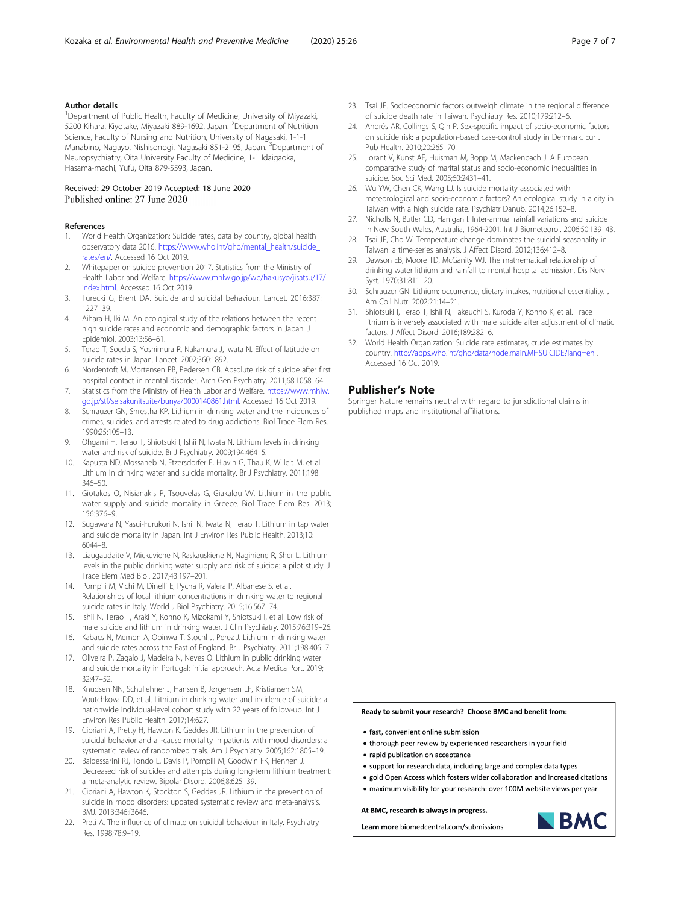### Author details

[1]Department of Public Health, Faculty of Medicine, University of Miyazaki, 5200 Kihara, Kiyotake, Miyazaki 889-1692, Japan. [2]Department of Nutrition Science, Faculty of Nursing and Nutrition, University of Nagasaki, 1-1-1 Manabino, Nagayo, Nishisonogi, Nagasaki 851-2195, Japan. [3]Department of Neuropsychiatry, Oita University Faculty of Medicine, 1-1 Idaigaoka, Hasama-machi, Yufu, Oita 879-5593, Japan.

Received: 29 October 2019 Accepted: 18 June 2020
Published online: 27 June 2020

### References

1. World Health Organization: Suicide rates, data by country, global health observatory data 2016. https://www.who.int/gho/mental_health/suicide_rates/en/. Accessed 16 Oct 2019.
2. Whitepaper on suicide prevention 2017. Statistics from the Ministry of Health Labor and Welfare. https://www.mhlw.go.jp/wp/hakusyo/jisatsu/17/index.html. Accessed 16 Oct 2019.
3. Turecki G, Brent DA. Suicide and suicidal behaviour. Lancet. 2016;387:1227–39.
4. Aihara H, Iki M. An ecological study of the relations between the recent high suicide rates and economic and demographic factors in Japan. J Epidemiol. 2003;13:56–61.
5. Terao T, Soeda S, Yoshimura R, Nakamura J, Iwata N. Effect of latitude on suicide rates in Japan. Lancet. 2002;360:1892.
6. Nordentoft M, Mortensen PB, Pedersen CB. Absolute risk of suicide after first hospital contact in mental disorder. Arch Gen Psychiatry. 2011;68:1058–64.
7. Statistics from the Ministry of Health Labor and Welfare. https://www.mhlw.go.jp/stf/seisakunitsuite/bunya/0000140861.html. Accessed 16 Oct 2019.
8. Schrauzer GN, Shrestha KP. Lithium in drinking water and the incidences of crimes, suicides, and arrests related to drug addictions. Biol Trace Elem Res. 1990;25:105–13.
9. Ohgami H, Terao T, Shiotsuki I, Ishii N, Iwata N. Lithium levels in drinking water and risk of suicide. Br J Psychiatry. 2009;194:464–5.
10. Kapusta ND, Mossaheb N, Etzersdorfer E, Hlavin G, Thau K, Willeit M, et al. Lithium in drinking water and suicide mortality. Br J Psychiatry. 2011;198:346–50.
11. Giotakos O, Nisianakis P, Tsouvelas G, Giakalou VV. Lithium in the public water supply and suicide mortality in Greece. Biol Trace Elem Res. 2013;156:376–9.
12. Sugawara N, Yasui-Furukori N, Ishii N, Iwata N, Terao T. Lithium in tap water and suicide mortality in Japan. Int J Environ Res Public Health. 2013;10:6044–8.
13. Liaugaudaite V, Mickuviene N, Raskauskiene N, Naginiene R, Sher L. Lithium levels in the public drinking water supply and risk of suicide: a pilot study. J Trace Elem Med Biol. 2017;43:197–201.
14. Pompili M, Vichi M, Dinelli E, Pycha R, Valera P, Albanese S, et al. Relationships of local lithium concentrations in drinking water to regional suicide rates in Italy. World J Biol Psychiatry. 2015;16:567–74.
15. Ishii N, Terao T, Araki Y, Kohno K, Mizokami Y, Shiotsuki I, et al. Low risk of male suicide and lithium in drinking water. J Clin Psychiatry. 2015;76:319–26.
16. Kabacs N, Memon A, Obinwa T, Stochl J, Perez J. Lithium in drinking water and suicide rates across the East of England. Br J Psychiatry. 2011;198:406–7.
17. Oliveira P, Zagalo J, Madeira N, Neves O. Lithium in public drinking water and suicide mortality in Portugal: initial approach. Acta Medica Port. 2019;32:47–52.
18. Knudsen NN, Schullehner J, Hansen B, Jørgensen LF, Kristiansen SM, Voutchkova DD, et al. Lithium in drinking water and incidence of suicide: a nationwide individual-level cohort study with 22 years of follow-up. Int J Environ Res Public Health. 2017;14:627.
19. Cipriani A, Pretty H, Hawton K, Geddes JR. Lithium in the prevention of suicidal behavior and all-cause mortality in patients with mood disorders: a systematic review of randomized trials. Am J Psychiatry. 2005;162:1805–19.
20. Baldessarini RJ, Tondo L, Davis P, Pompili M, Goodwin FK, Hennen J. Decreased risk of suicides and attempts during long-term lithium treatment: a meta-analytic review. Bipolar Disord. 2006;8:625–39.
21. Cipriani A, Hawton K, Stockton S, Geddes JR. Lithium in the prevention of suicide in mood disorders: updated systematic review and meta-analysis. BMJ. 2013;346:f3646.
22. Preti A. The influence of climate on suicidal behaviour in Italy. Psychiatry Res. 1998;78:9–19.
23. Tsai JF. Socioeconomic factors outweigh climate in the regional difference of suicide death rate in Taiwan. Psychiatry Res. 2010;179:212–6.
24. Andrés AR, Collings S, Qin P. Sex-specific impact of socio-economic factors on suicide risk: a population-based case-control study in Denmark. Eur J Pub Health. 2010;20:265–70.
25. Lorant V, Kunst AE, Huisman M, Bopp M, Mackenbach J. A European comparative study of marital status and socio-economic inequalities in suicide. Soc Sci Med. 2005;60:2431–41.
26. Wu YW, Chen CK, Wang LJ. Is suicide mortality associated with meteorological and socio-economic factors? An ecological study in a city in Taiwan with a high suicide rate. Psychiatr Danub. 2014;26:152–8.
27. Nicholls N, Butler CD, Hanigan I. Inter-annual rainfall variations and suicide in New South Wales, Australia, 1964-2001. Int J Biometeorol. 2006;50:139–43.
28. Tsai JF, Cho W. Temperature change dominates the suicidal seasonality in Taiwan: a time-series analysis. J Affect Disord. 2012;136:412–8.
29. Dawson EB, Moore TD, McGanity WJ. The mathematical relationship of drinking water lithium and rainfall to mental hospital admission. Dis Nerv Syst. 1970;31:811–20.
30. Schrauzer GN. Lithium: occurrence, dietary intakes, nutritional essentiality. J Am Coll Nutr. 2002;21:14–21.
31. Shiotsuki I, Terao T, Ishii N, Takeuchi S, Kuroda Y, Kohno K, et al. Trace lithium is inversely associated with male suicide after adjustment of climatic factors. J Affect Disord. 2016;189:282–6.
32. World Health Organization: Suicide rate estimates, crude estimates by country. http://apps.who.int/gho/data/node.main.MHSUICIDE?lang=en . Accessed 16 Oct 2019.

## Publisher's Note

Springer Nature remains neutral with regard to jurisdictional claims in published maps and institutional affiliations.

**Ready to submit your research? Choose BMC and benefit from:**

- fast, convenient online submission
- thorough peer review by experienced researchers in your field
- rapid publication on acceptance
- support for research data, including large and complex data types
- gold Open Access which fosters wider collaboration and increased citations
- maximum visibility for your research: over 100M website views per year

**At BMC, research is always in progress.**

**Learn more** biomedcentral.com/submissions

BMC